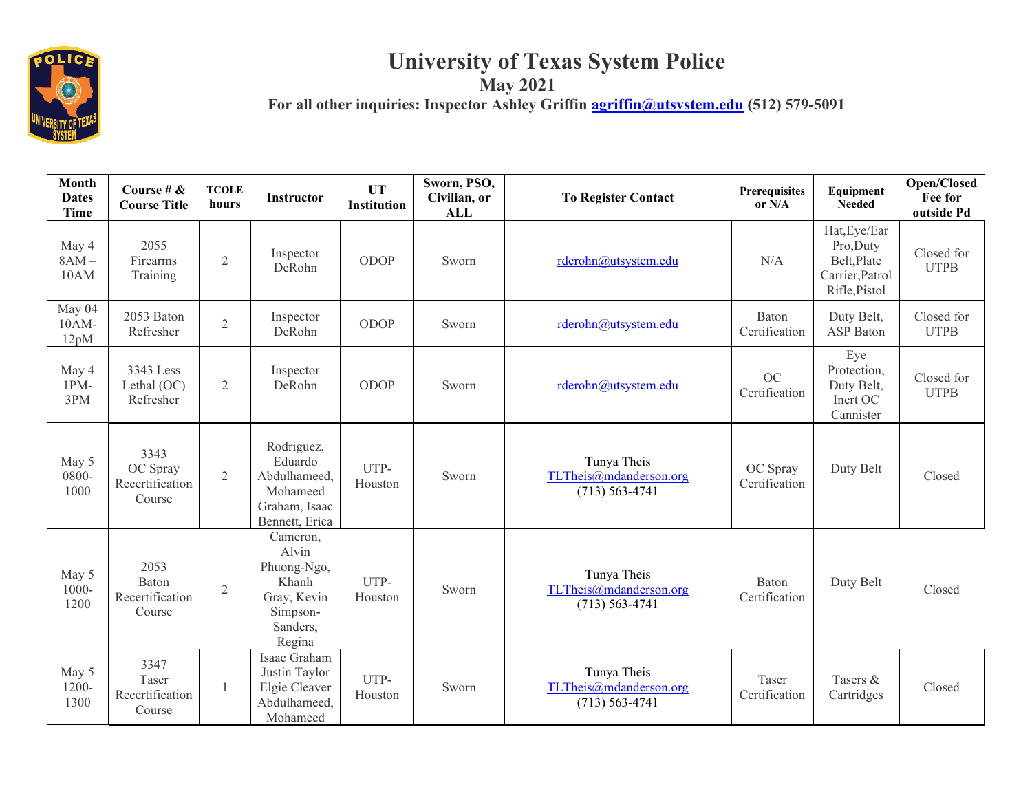# University of Texas System Police

## May 2021

**For all other inquiries: Inspector Ashley Griffin agriffin@utsystem.edu (512) 579-5091**

| Month Dates Time | Course # & Course Title | TCOLE hours | Instructor | UT Institution | Sworn, PSO, Civilian, or ALL | To Register Contact | Prerequisites or N/A | Equipment Needed | Open/Closed Fee for outside Pd |
|---|---|---|---|---|---|---|---|---|---|
| May 4 8AM – 10AM | 2055 Firearms Training | 2 | Inspector DeRohn | ODOP | Sworn | rderohn@utsystem.edu | N/A | Hat,Eye/Ear Pro,Duty Belt,Plate Carrier,Patrol Rifle,Pistol | Closed for UTPB |
| May 04 10AM-12pM | 2053 Baton Refresher | 2 | Inspector DeRohn | ODOP | Sworn | rderohn@utsystem.edu | Baton Certification | Duty Belt, ASP Baton | Closed for UTPB |
| May 4 1PM-3PM | 3343 Less Lethal (OC) Refresher | 2 | Inspector DeRohn | ODOP | Sworn | rderohn@utsystem.edu | OC Certification | Eye Protection, Duty Belt, Inert OC Cannister | Closed for UTPB |
| May 5 0800-1000 | 3343 OC Spray Recertification Course | 2 | Rodriguez, Eduardo Abdulhameed, Mohameed Graham, Isaac Bennett, Erica | UTP-Houston | Sworn | Tunya Theis TLTheis@mdanderson.org (713) 563-4741 | OC Spray Certification | Duty Belt | Closed |
| May 5 1000-1200 | 2053 Baton Recertification Course | 2 | Cameron, Alvin Phuong-Ngo, Khanh Gray, Kevin Simpson-Sanders, Regina | UTP-Houston | Sworn | Tunya Theis TLTheis@mdanderson.org (713) 563-4741 | Baton Certification | Duty Belt | Closed |
| May 5 1200-1300 | 3347 Taser Recertification Course | 1 | Isaac Graham Justin Taylor Elgie Cleaver Abdulhameed, Mohameed | UTP-Houston | Sworn | Tunya Theis TLTheis@mdanderson.org (713) 563-4741 | Taser Certification | Tasers & Cartridges | Closed |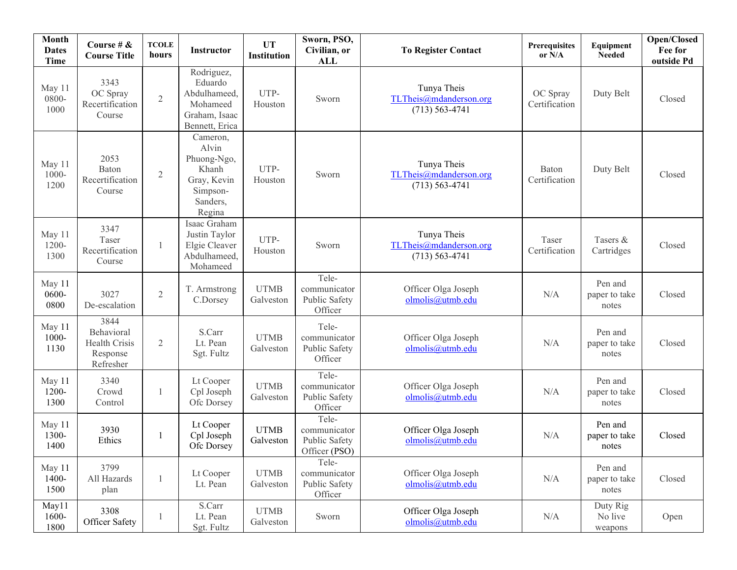| Month Dates Time | Course # & Course Title | TCOLE hours | Instructor | UT Institution | Sworn, PSO, Civilian, or ALL | To Register Contact | Prerequisites or N/A | Equipment Needed | Open/Closed Fee for outside Pd |
|---|---|---|---|---|---|---|---|---|---|
| May 11 0800-1000 | 3343 OC Spray Recertification Course | 2 | Rodriguez, Eduardo Abdulhameed, Mohameed Graham, Isaac Bennett, Erica | UTP-Houston | Sworn | Tunya Theis TLTheis@mdanderson.org (713) 563-4741 | OC Spray Certification | Duty Belt | Closed |
| May 11 1000-1200 | 2053 Baton Recertification Course | 2 | Cameron, Alvin Phuong-Ngo, Khanh Gray, Kevin Simpson-Sanders, Regina | UTP-Houston | Sworn | Tunya Theis TLTheis@mdanderson.org (713) 563-4741 | Baton Certification | Duty Belt | Closed |
| May 11 1200-1300 | 3347 Taser Recertification Course | 1 | Isaac Graham Justin Taylor Elgie Cleaver Abdulhameed, Mohameed | UTP-Houston | Sworn | Tunya Theis TLTheis@mdanderson.org (713) 563-4741 | Taser Certification | Tasers & Cartridges | Closed |
| May 11 0600-0800 | 3027 De-escalation | 2 | T. Armstrong C.Dorsey | UTMB Galveston | Tele-communicator Public Safety Officer | Officer Olga Joseph olmolis@utmb.edu | N/A | Pen and paper to take notes | Closed |
| May 11 1000-1130 | 3844 Behavioral Health Crisis Response Refresher | 2 | S.Carr Lt. Pean Sgt. Fultz | UTMB Galveston | Tele-communicator Public Safety Officer | Officer Olga Joseph olmolis@utmb.edu | N/A | Pen and paper to take notes | Closed |
| May 11 1200-1300 | 3340 Crowd Control | 1 | Lt Cooper Cpl Joseph Ofc Dorsey | UTMB Galveston | Tele-communicator Public Safety Officer | Officer Olga Joseph olmolis@utmb.edu | N/A | Pen and paper to take notes | Closed |
| May 11 1300-1400 | 3930 Ethics | 1 | Lt Cooper Cpl Joseph Ofc Dorsey | UTMB Galveston | Tele-communicator Public Safety Officer (PSO) | Officer Olga Joseph olmolis@utmb.edu | N/A | Pen and paper to take notes | Closed |
| May 11 1400-1500 | 3799 All Hazards plan | 1 | Lt Cooper Lt. Pean | UTMB Galveston | Tele-communicator Public Safety Officer | Officer Olga Joseph olmolis@utmb.edu | N/A | Pen and paper to take notes | Closed |
| May11 1600-1800 | 3308 Officer Safety | 1 | S.Carr Lt. Pean Sgt. Fultz | UTMB Galveston | Sworn | Officer Olga Joseph olmolis@utmb.edu | N/A | Duty Rig No live weapons | Open |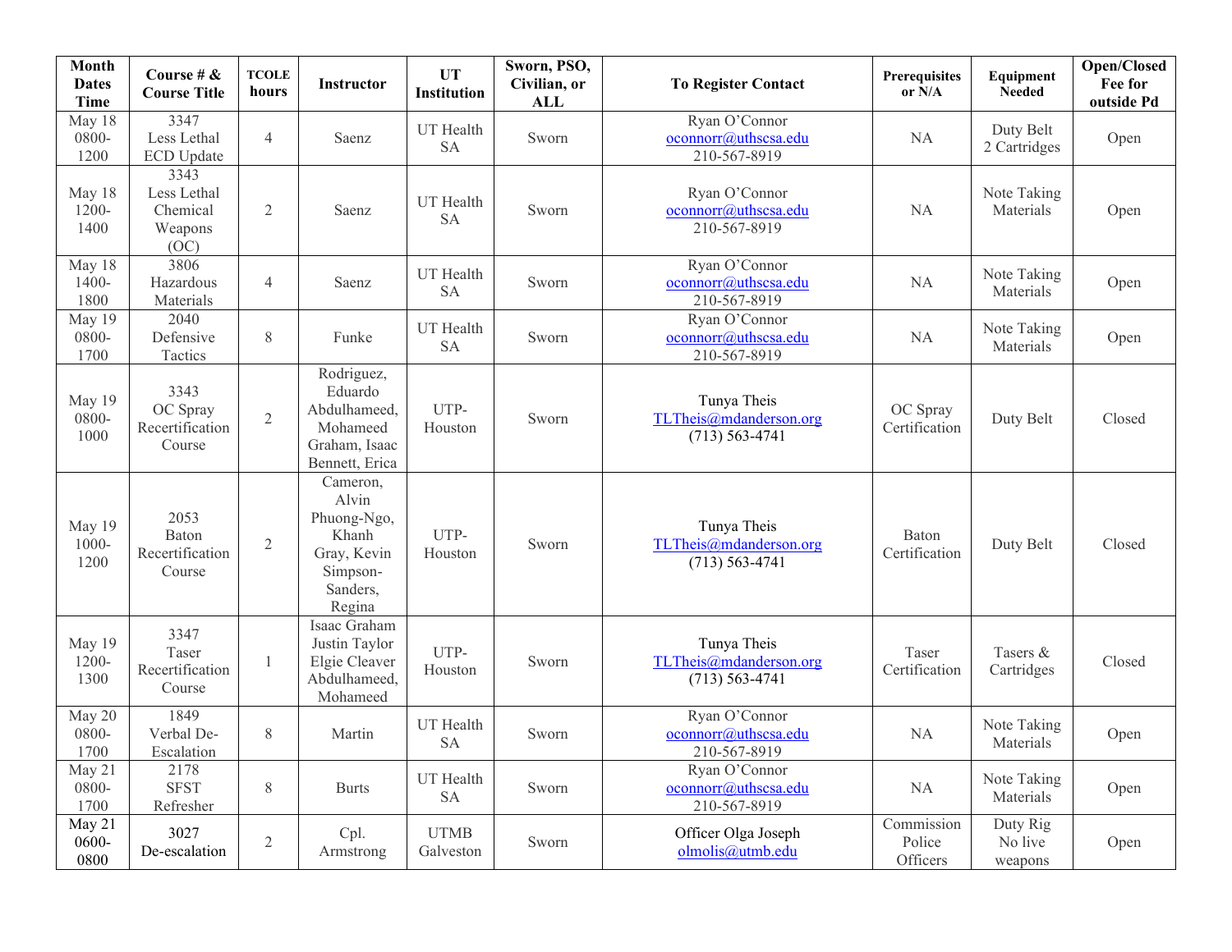| Month Dates Time | Course # & Course Title | TCOLE hours | Instructor | UT Institution | Sworn, PSO, Civilian, or ALL | To Register Contact | Prerequisites or N/A | Equipment Needed | Open/Closed Fee for outside Pd |
|---|---|---|---|---|---|---|---|---|---|
| May 18 0800-1200 | 3347 Less Lethal ECD Update | 4 | Saenz | UT Health SA | Sworn | Ryan O'Connor oconnorr@uthscsa.edu 210-567-8919 | NA | Duty Belt 2 Cartridges | Open |
| May 18 1200-1400 | 3343 Less Lethal Chemical Weapons (OC) | 2 | Saenz | UT Health SA | Sworn | Ryan O'Connor oconnorr@uthscsa.edu 210-567-8919 | NA | Note Taking Materials | Open |
| May 18 1400-1800 | 3806 Hazardous Materials | 4 | Saenz | UT Health SA | Sworn | Ryan O'Connor oconnorr@uthscsa.edu 210-567-8919 | NA | Note Taking Materials | Open |
| May 19 0800-1700 | 2040 Defensive Tactics | 8 | Funke | UT Health SA | Sworn | Ryan O'Connor oconnorr@uthscsa.edu 210-567-8919 | NA | Note Taking Materials | Open |
| May 19 0800-1000 | 3343 OC Spray Recertification Course | 2 | Rodriguez, Eduardo Abdulhameed, Mohameed Graham, Isaac Bennett, Erica | UTP-Houston | Sworn | Tunya Theis TLTheis@mdanderson.org (713) 563-4741 | OC Spray Certification | Duty Belt | Closed |
| May 19 1000-1200 | 2053 Baton Recertification Course | 2 | Cameron, Alvin Phuong-Ngo, Khanh Gray, Kevin Simpson-Sanders, Regina | UTP-Houston | Sworn | Tunya Theis TLTheis@mdanderson.org (713) 563-4741 | Baton Certification | Duty Belt | Closed |
| May 19 1200-1300 | 3347 Taser Recertification Course | 1 | Isaac Graham Justin Taylor Elgie Cleaver Abdulhameed, Mohameed | UTP-Houston | Sworn | Tunya Theis TLTheis@mdanderson.org (713) 563-4741 | Taser Certification | Tasers & Cartridges | Closed |
| May 20 0800-1700 | 1849 Verbal De-Escalation | 8 | Martin | UT Health SA | Sworn | Ryan O'Connor oconnorr@uthscsa.edu 210-567-8919 | NA | Note Taking Materials | Open |
| May 21 0800-1700 | 2178 SFST Refresher | 8 | Burts | UT Health SA | Sworn | Ryan O'Connor oconnorr@uthscsa.edu 210-567-8919 | NA | Note Taking Materials | Open |
| May 21 0600-0800 | 3027 De-escalation | 2 | Cpl. Armstrong | UTMB Galveston | Sworn | Officer Olga Joseph olmolis@utmb.edu | Commission Police Officers | Duty Rig No live weapons | Open |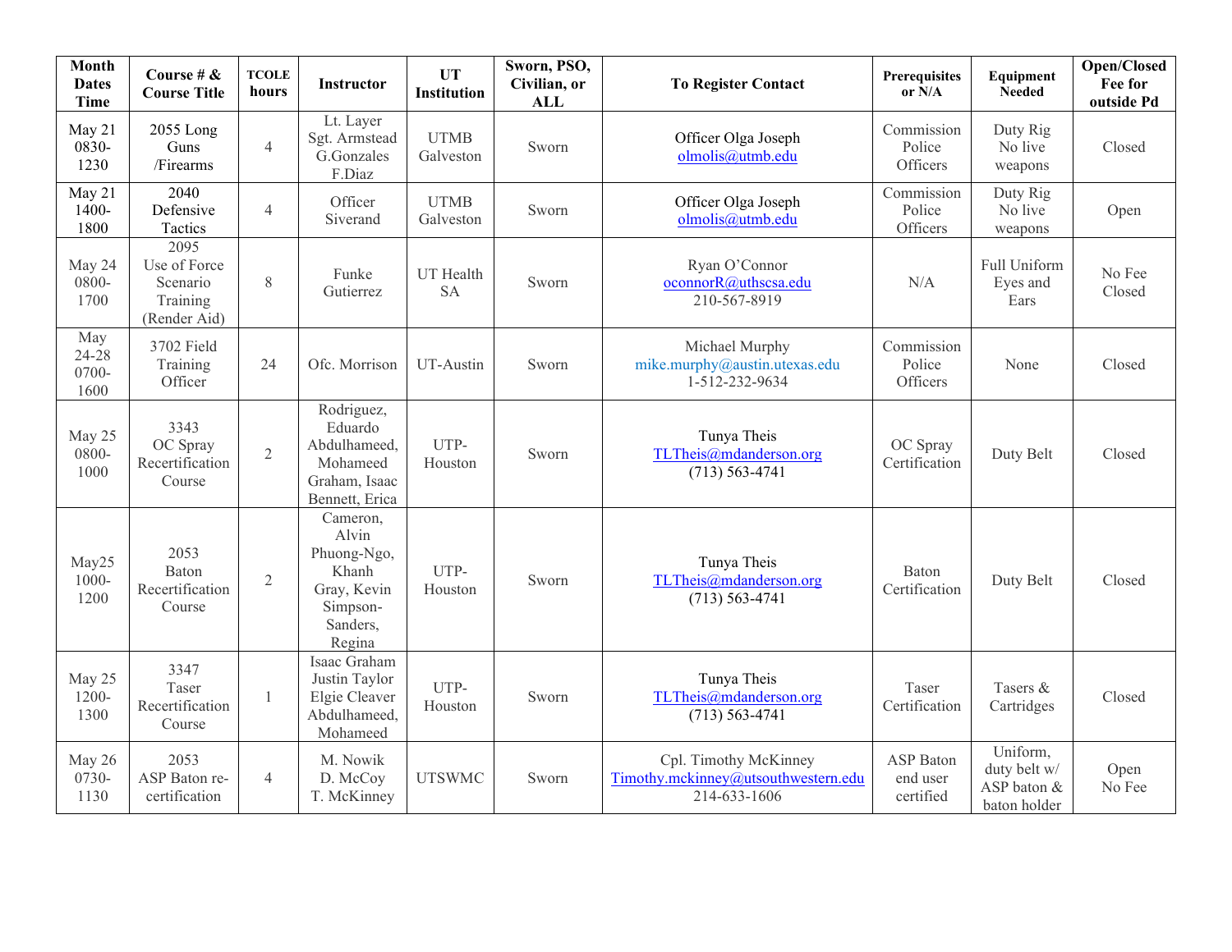| Month Dates Time | Course # & Course Title | TCOLE hours | Instructor | UT Institution | Sworn, PSO, Civilian, or ALL | To Register Contact | Prerequisites or N/A | Equipment Needed | Open/Closed Fee for outside Pd |
|---|---|---|---|---|---|---|---|---|---|
| May 21 0830-1230 | 2055 Long Guns /Firearms | 4 | Lt. Layer Sgt. Armstead G.Gonzales F.Diaz | UTMB Galveston | Sworn | Officer Olga Joseph olmolis@utmb.edu | Commission Police Officers | Duty Rig No live weapons | Closed |
| May 21 1400-1800 | 2040 Defensive Tactics | 4 | Officer Siverand | UTMB Galveston | Sworn | Officer Olga Joseph olmolis@utmb.edu | Commission Police Officers | Duty Rig No live weapons | Open |
| May 24 0800-1700 | 2095 Use of Force Scenario Training (Render Aid) | 8 | Funke Gutierrez | UT Health SA | Sworn | Ryan O'Connor oconnorR@uthscsa.edu 210-567-8919 | N/A | Full Uniform Eyes and Ears | No Fee Closed |
| May 24-28 0700-1600 | 3702 Field Training Officer | 24 | Ofc. Morrison | UT-Austin | Sworn | Michael Murphy mike.murphy@austin.utexas.edu 1-512-232-9634 | Commission Police Officers | None | Closed |
| May 25 0800-1000 | 3343 OC Spray Recertification Course | 2 | Rodriguez, Eduardo Abdulhameed, Mohameed Graham, Isaac Bennett, Erica | UTP-Houston | Sworn | Tunya Theis TLTheis@mdanderson.org (713) 563-4741 | OC Spray Certification | Duty Belt | Closed |
| May25 1000-1200 | 2053 Baton Recertification Course | 2 | Cameron, Alvin Phuong-Ngo, Khanh Gray, Kevin Simpson-Sanders, Regina | UTP-Houston | Sworn | Tunya Theis TLTheis@mdanderson.org (713) 563-4741 | Baton Certification | Duty Belt | Closed |
| May 25 1200-1300 | 3347 Taser Recertification Course | 1 | Isaac Graham Justin Taylor Elgie Cleaver Abdulhameed, Mohameed | UTP-Houston | Sworn | Tunya Theis TLTheis@mdanderson.org (713) 563-4741 | Taser Certification | Tasers & Cartridges | Closed |
| May 26 0730-1130 | 2053 ASP Baton re-certification | 4 | M. Nowik D. McCoy T. McKinney | UTSWMC | Sworn | Cpl. Timothy McKinney Timothy.mckinney@utsouthwestern.edu 214-633-1606 | ASP Baton end user certified | Uniform, duty belt w/ ASP baton & baton holder | Open No Fee |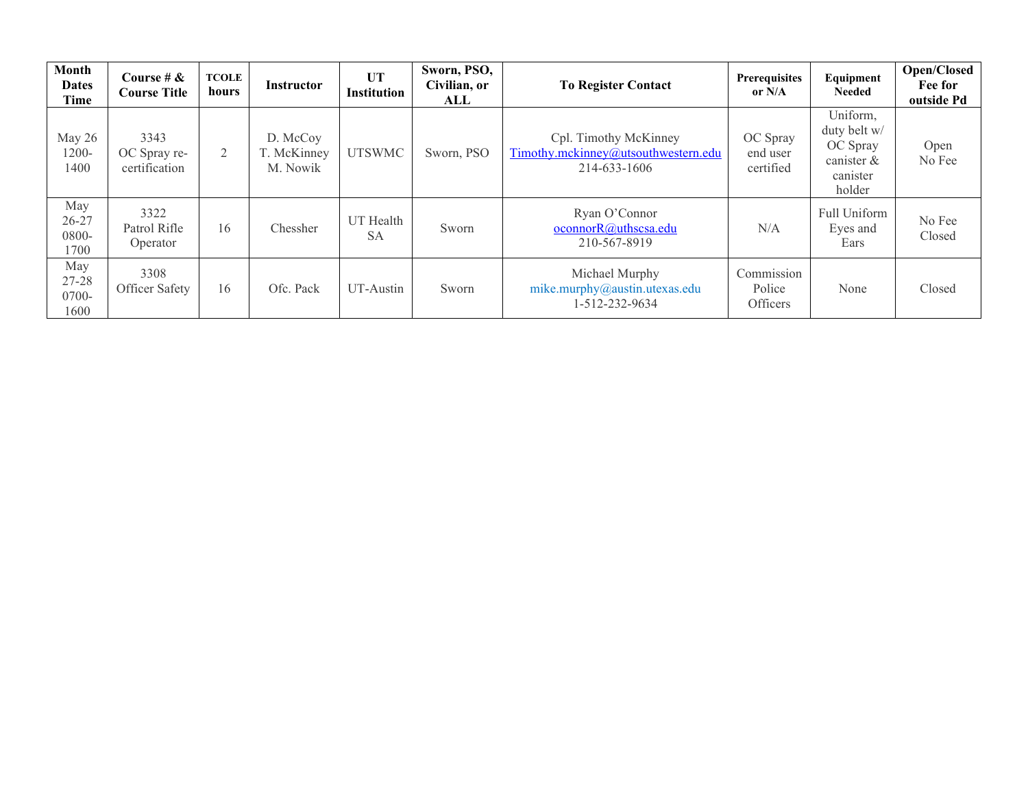| Month Dates Time | Course # & Course Title | TCOLE hours | Instructor | UT Institution | Sworn, PSO, Civilian, or ALL | To Register Contact | Prerequisites or N/A | Equipment Needed | Open/Closed Fee for outside Pd |
|---|---|---|---|---|---|---|---|---|---|
| May 26 1200-1400 | 3343 OC Spray re-certification | 2 | D. McCoy T. McKinney M. Nowik | UTSWMC | Sworn, PSO | Cpl. Timothy McKinney Timothy.mckinney@utsouthwestern.edu 214-633-1606 | OC Spray end user certified | Uniform, duty belt w/ OC Spray canister & canister holder | Open No Fee |
| May 26-27 0800-1700 | 3322 Patrol Rifle Operator | 16 | Chessher | UT Health SA | Sworn | Ryan O'Connor oconnorR@uthscsa.edu 210-567-8919 | N/A | Full Uniform Eyes and Ears | No Fee Closed |
| May 27-28 0700-1600 | 3308 Officer Safety | 16 | Ofc. Pack | UT-Austin | Sworn | Michael Murphy mike.murphy@austin.utexas.edu 1-512-232-9634 | Commission Police Officers | None | Closed |